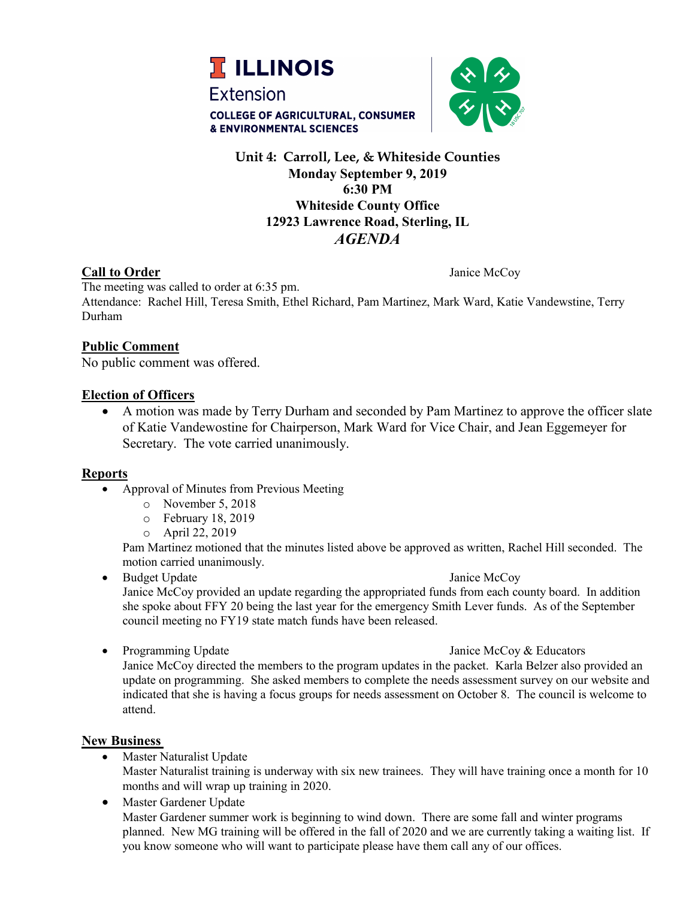ILLINOIS Extension
COLLEGE OF AGRICULTURAL, CONSUMER & ENVIRONMENTAL SCIENCES

**Unit 4: Carroll, Lee, & Whiteside Counties**
**Monday September 9, 2019**
**6:30 PM**
**Whiteside County Office**
**12923 Lawrence Road, Sterling, IL**
***AGENDA***

**Call to Order** — Janice McCoy

The meeting was called to order at 6:35 pm.
Attendance: Rachel Hill, Teresa Smith, Ethel Richard, Pam Martinez, Mark Ward, Katie Vandewstine, Terry Durham

**Public Comment**

No public comment was offered.

**Election of Officers**

- A motion was made by Terry Durham and seconded by Pam Martinez to approve the officer slate of Katie Vandewostine for Chairperson, Mark Ward for Vice Chair, and Jean Eggemeyer for Secretary. The vote carried unanimously.

**Reports**

- Approval of Minutes from Previous Meeting
  - November 5, 2018
  - February 18, 2019
  - April 22, 2019

  Pam Martinez motioned that the minutes listed above be approved as written, Rachel Hill seconded. The motion carried unanimously.
- Budget Update — Janice McCoy

  Janice McCoy provided an update regarding the appropriated funds from each county board. In addition she spoke about FFY 20 being the last year for the emergency Smith Lever funds. As of the September council meeting no FY19 state match funds have been released.
- Programming Update — Janice McCoy & Educators

  Janice McCoy directed the members to the program updates in the packet. Karla Belzer also provided an update on programming. She asked members to complete the needs assessment survey on our website and indicated that she is having a focus groups for needs assessment on October 8. The council is welcome to attend.

**New Business**

- Master Naturalist Update

  Master Naturalist training is underway with six new trainees. They will have training once a month for 10 months and will wrap up training in 2020.
- Master Gardener Update

  Master Gardener summer work is beginning to wind down. There are some fall and winter programs planned. New MG training will be offered in the fall of 2020 and we are currently taking a waiting list. If you know someone who will want to participate please have them call any of our offices.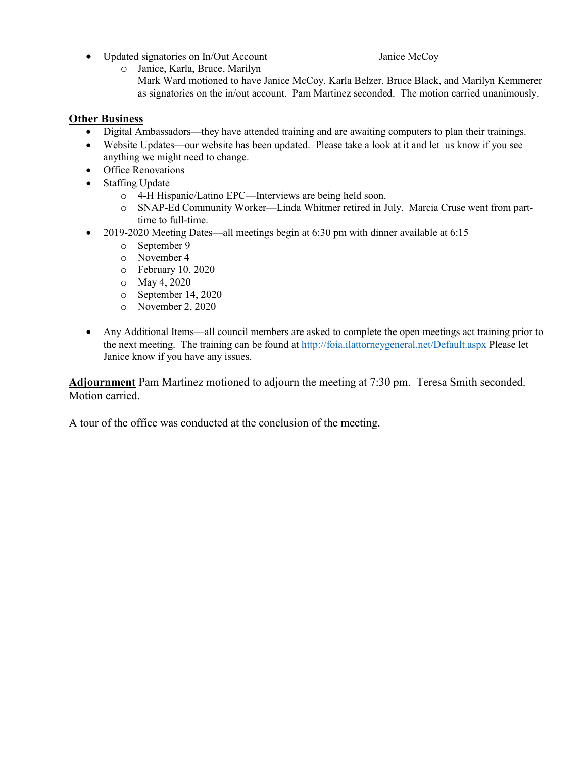- Updated signatories on In/Out Account Janice McCoy
  - Janice, Karla, Bruce, Marilyn
    Mark Ward motioned to have Janice McCoy, Karla Belzer, Bruce Black, and Marilyn Kemmerer as signatories on the in/out account. Pam Martinez seconded. The motion carried unanimously.

**Other Business**

- Digital Ambassadors—they have attended training and are awaiting computers to plan their trainings.
- Website Updates—our website has been updated. Please take a look at it and let us know if you see anything we might need to change.
- Office Renovations
- Staffing Update
  - 4-H Hispanic/Latino EPC—Interviews are being held soon.
  - SNAP-Ed Community Worker—Linda Whitmer retired in July. Marcia Cruse went from part-time to full-time.
- 2019-2020 Meeting Dates—all meetings begin at 6:30 pm with dinner available at 6:15
  - September 9
  - November 4
  - February 10, 2020
  - May 4, 2020
  - September 14, 2020
  - November 2, 2020
- Any Additional Items—all council members are asked to complete the open meetings act training prior to the next meeting. The training can be found at http://foia.ilattorneygeneral.net/Default.aspx Please let Janice know if you have any issues.

**Adjournment** Pam Martinez motioned to adjourn the meeting at 7:30 pm. Teresa Smith seconded. Motion carried.

A tour of the office was conducted at the conclusion of the meeting.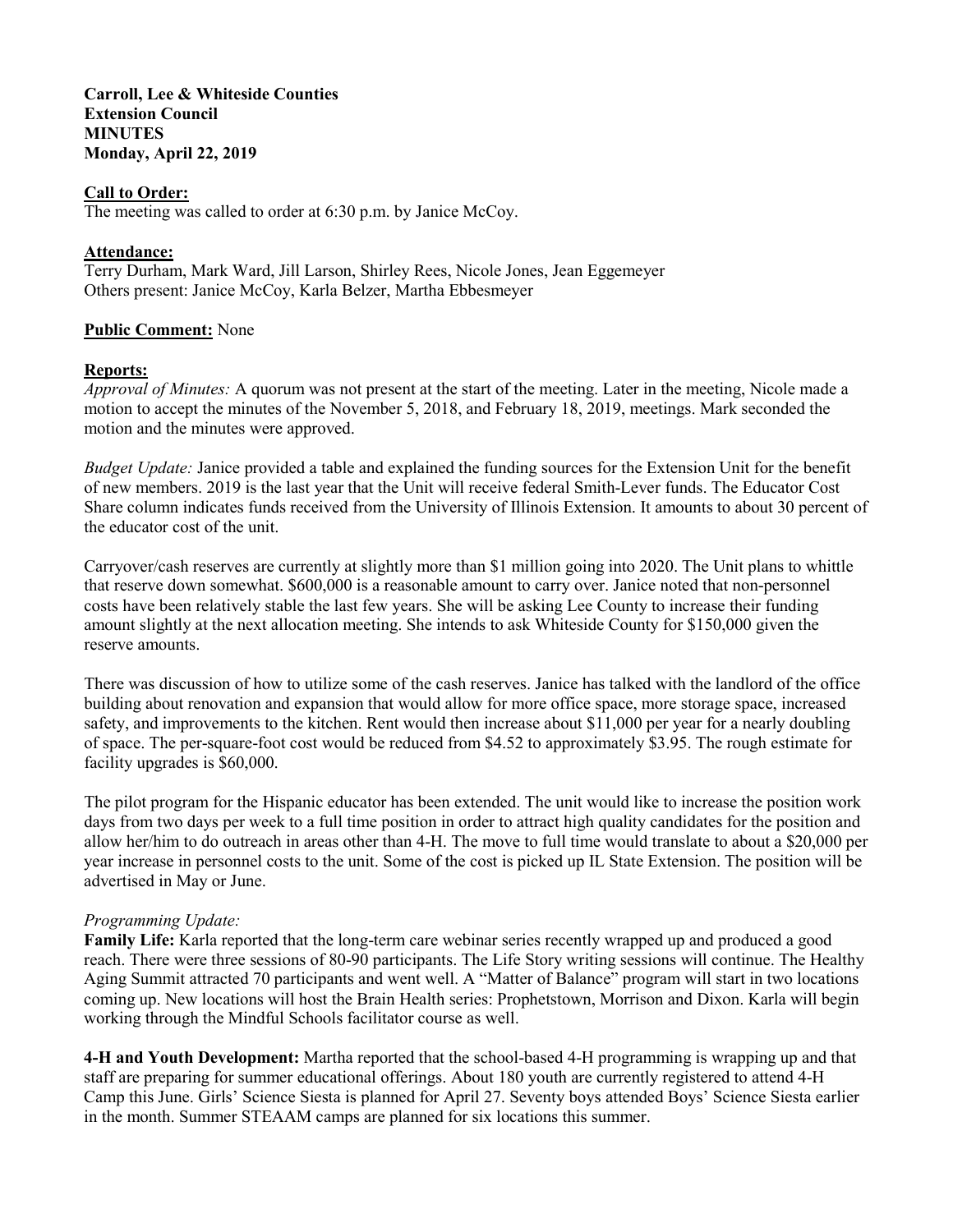**Carroll, Lee & Whiteside Counties**
**Extension Council**
**MINUTES**
**Monday, April 22, 2019**

**Call to Order:**
The meeting was called to order at 6:30 p.m. by Janice McCoy.

**Attendance:**
Terry Durham, Mark Ward, Jill Larson, Shirley Rees, Nicole Jones, Jean Eggemeyer
Others present: Janice McCoy, Karla Belzer, Martha Ebbesmeyer

**Public Comment:** None

**Reports:**
*Approval of Minutes:* A quorum was not present at the start of the meeting. Later in the meeting, Nicole made a motion to accept the minutes of the November 5, 2018, and February 18, 2019, meetings. Mark seconded the motion and the minutes were approved.

*Budget Update:* Janice provided a table and explained the funding sources for the Extension Unit for the benefit of new members. 2019 is the last year that the Unit will receive federal Smith-Lever funds. The Educator Cost Share column indicates funds received from the University of Illinois Extension. It amounts to about 30 percent of the educator cost of the unit.

Carryover/cash reserves are currently at slightly more than $1 million going into 2020. The Unit plans to whittle that reserve down somewhat. $600,000 is a reasonable amount to carry over. Janice noted that non-personnel costs have been relatively stable the last few years. She will be asking Lee County to increase their funding amount slightly at the next allocation meeting. She intends to ask Whiteside County for $150,000 given the reserve amounts.

There was discussion of how to utilize some of the cash reserves. Janice has talked with the landlord of the office building about renovation and expansion that would allow for more office space, more storage space, increased safety, and improvements to the kitchen. Rent would then increase about $11,000 per year for a nearly doubling of space. The per-square-foot cost would be reduced from $4.52 to approximately $3.95. The rough estimate for facility upgrades is $60,000.

The pilot program for the Hispanic educator has been extended. The unit would like to increase the position work days from two days per week to a full time position in order to attract high quality candidates for the position and allow her/him to do outreach in areas other than 4-H. The move to full time would translate to about a $20,000 per year increase in personnel costs to the unit. Some of the cost is picked up IL State Extension. The position will be advertised in May or June.

*Programming Update:*
**Family Life:** Karla reported that the long-term care webinar series recently wrapped up and produced a good reach. There were three sessions of 80-90 participants. The Life Story writing sessions will continue. The Healthy Aging Summit attracted 70 participants and went well. A "Matter of Balance" program will start in two locations coming up. New locations will host the Brain Health series: Prophetstown, Morrison and Dixon. Karla will begin working through the Mindful Schools facilitator course as well.

**4-H and Youth Development:** Martha reported that the school-based 4-H programming is wrapping up and that staff are preparing for summer educational offerings. About 180 youth are currently registered to attend 4-H Camp this June. Girls' Science Siesta is planned for April 27. Seventy boys attended Boys' Science Siesta earlier in the month. Summer STEAAM camps are planned for six locations this summer.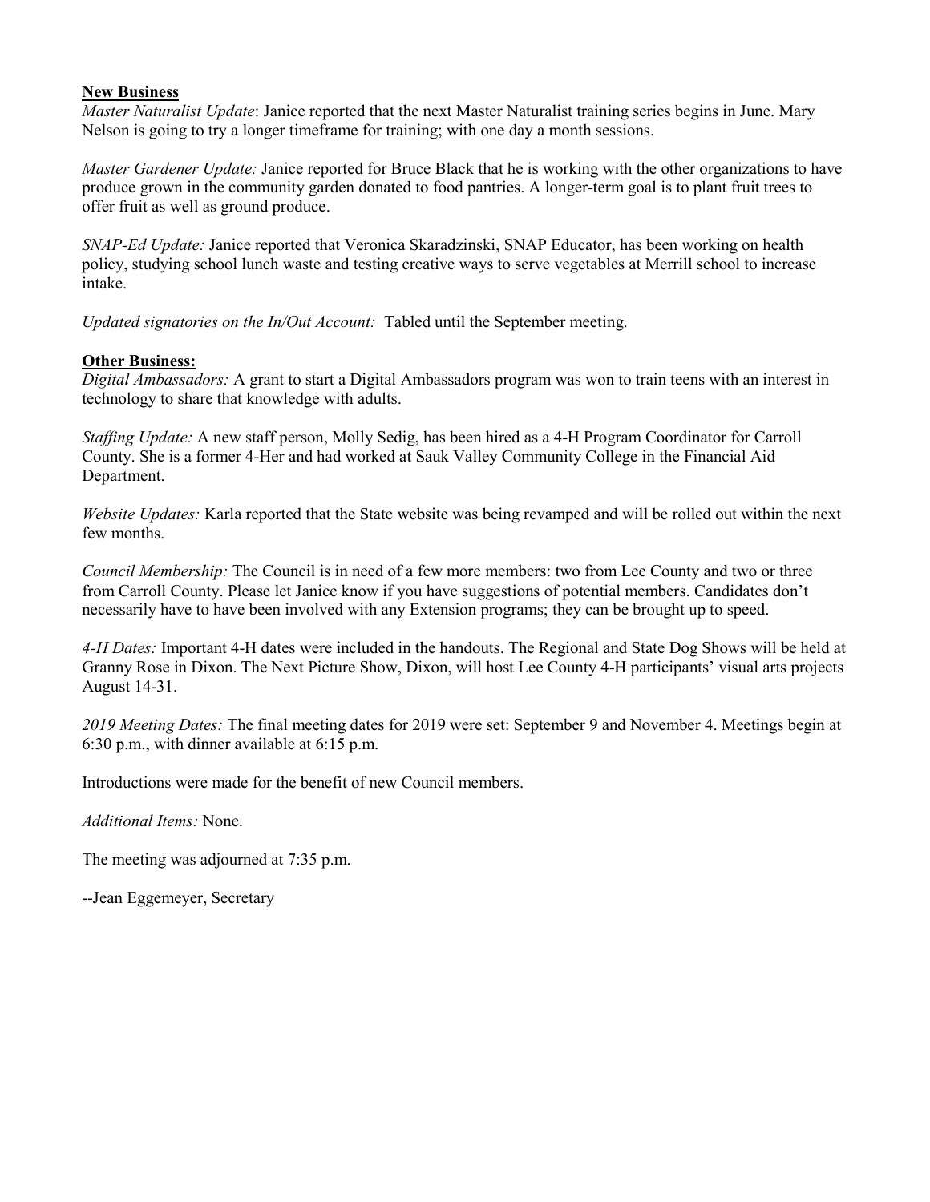**New Business**

*Master Naturalist Update*: Janice reported that the next Master Naturalist training series begins in June. Mary Nelson is going to try a longer timeframe for training; with one day a month sessions.

*Master Gardener Update:* Janice reported for Bruce Black that he is working with the other organizations to have produce grown in the community garden donated to food pantries. A longer-term goal is to plant fruit trees to offer fruit as well as ground produce.

*SNAP-Ed Update:* Janice reported that Veronica Skaradzinski, SNAP Educator, has been working on health policy, studying school lunch waste and testing creative ways to serve vegetables at Merrill school to increase intake.

*Updated signatories on the In/Out Account:* Tabled until the September meeting.

**Other Business:**

*Digital Ambassadors:* A grant to start a Digital Ambassadors program was won to train teens with an interest in technology to share that knowledge with adults.

*Staffing Update:* A new staff person, Molly Sedig, has been hired as a 4-H Program Coordinator for Carroll County. She is a former 4-Her and had worked at Sauk Valley Community College in the Financial Aid Department.

*Website Updates:* Karla reported that the State website was being revamped and will be rolled out within the next few months.

*Council Membership:* The Council is in need of a few more members: two from Lee County and two or three from Carroll County. Please let Janice know if you have suggestions of potential members. Candidates don't necessarily have to have been involved with any Extension programs; they can be brought up to speed.

*4-H Dates:* Important 4-H dates were included in the handouts. The Regional and State Dog Shows will be held at Granny Rose in Dixon. The Next Picture Show, Dixon, will host Lee County 4-H participants' visual arts projects August 14-31.

*2019 Meeting Dates:* The final meeting dates for 2019 were set: September 9 and November 4. Meetings begin at 6:30 p.m., with dinner available at 6:15 p.m.

Introductions were made for the benefit of new Council members.

*Additional Items:* None.

The meeting was adjourned at 7:35 p.m.

--Jean Eggemeyer, Secretary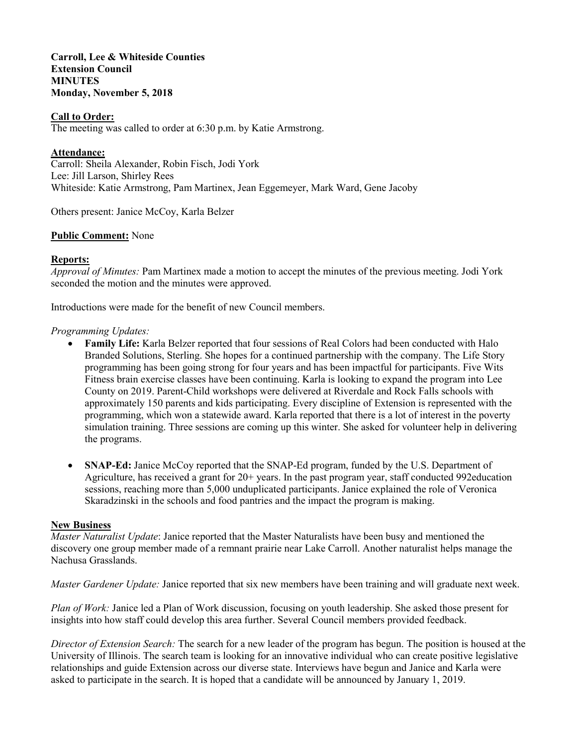**Carroll, Lee & Whiteside Counties**
**Extension Council**
**MINUTES**
**Monday, November 5, 2018**

**Call to Order:**
The meeting was called to order at 6:30 p.m. by Katie Armstrong.

**Attendance:**
Carroll: Sheila Alexander, Robin Fisch, Jodi York
Lee: Jill Larson, Shirley Rees
Whiteside: Katie Armstrong, Pam Martinex, Jean Eggemeyer, Mark Ward, Gene Jacoby

Others present: Janice McCoy, Karla Belzer

**Public Comment:** None

**Reports:**
*Approval of Minutes:* Pam Martinex made a motion to accept the minutes of the previous meeting. Jodi York seconded the motion and the minutes were approved.

Introductions were made for the benefit of new Council members.

*Programming Updates:*

- **Family Life:** Karla Belzer reported that four sessions of Real Colors had been conducted with Halo Branded Solutions, Sterling. She hopes for a continued partnership with the company. The Life Story programming has been going strong for four years and has been impactful for participants. Five Wits Fitness brain exercise classes have been continuing. Karla is looking to expand the program into Lee County on 2019. Parent-Child workshops were delivered at Riverdale and Rock Falls schools with approximately 150 parents and kids participating. Every discipline of Extension is represented with the programming, which won a statewide award. Karla reported that there is a lot of interest in the poverty simulation training. Three sessions are coming up this winter. She asked for volunteer help in delivering the programs.

- **SNAP-Ed:** Janice McCoy reported that the SNAP-Ed program, funded by the U.S. Department of Agriculture, has received a grant for 20+ years. In the past program year, staff conducted 992education sessions, reaching more than 5,000 unduplicated participants. Janice explained the role of Veronica Skaradzinski in the schools and food pantries and the impact the program is making.

**New Business**
*Master Naturalist Update*: Janice reported that the Master Naturalists have been busy and mentioned the discovery one group member made of a remnant prairie near Lake Carroll. Another naturalist helps manage the Nachusa Grasslands.

*Master Gardener Update:* Janice reported that six new members have been training and will graduate next week.

*Plan of Work:* Janice led a Plan of Work discussion, focusing on youth leadership. She asked those present for insights into how staff could develop this area further. Several Council members provided feedback.

*Director of Extension Search:* The search for a new leader of the program has begun. The position is housed at the University of Illinois. The search team is looking for an innovative individual who can create positive legislative relationships and guide Extension across our diverse state. Interviews have begun and Janice and Karla were asked to participate in the search. It is hoped that a candidate will be announced by January 1, 2019.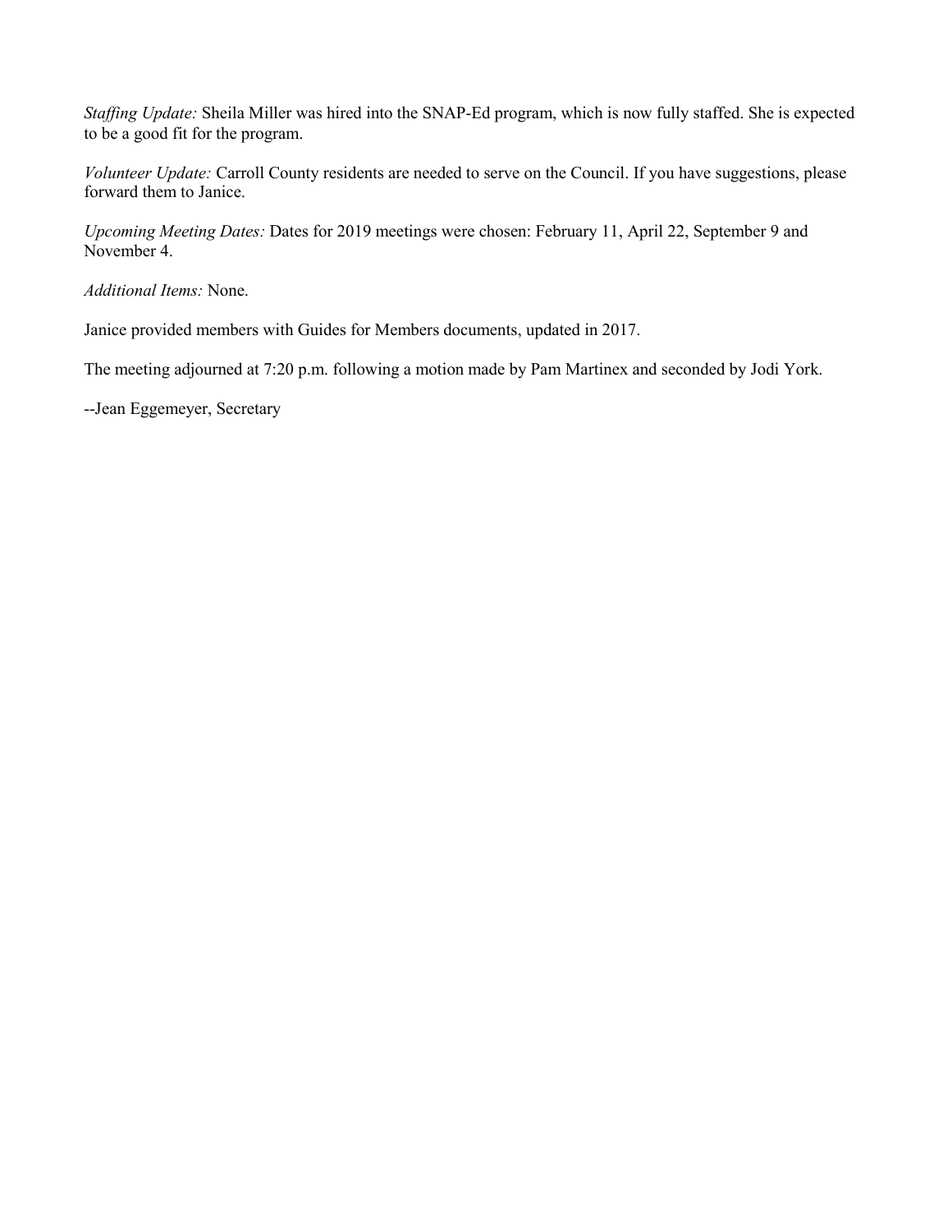*Staffing Update:* Sheila Miller was hired into the SNAP-Ed program, which is now fully staffed. She is expected to be a good fit for the program.

*Volunteer Update:* Carroll County residents are needed to serve on the Council. If you have suggestions, please forward them to Janice.

*Upcoming Meeting Dates:* Dates for 2019 meetings were chosen: February 11, April 22, September 9 and November 4.

*Additional Items:* None.

Janice provided members with Guides for Members documents, updated in 2017.

The meeting adjourned at 7:20 p.m. following a motion made by Pam Martinex and seconded by Jodi York.

--Jean Eggemeyer, Secretary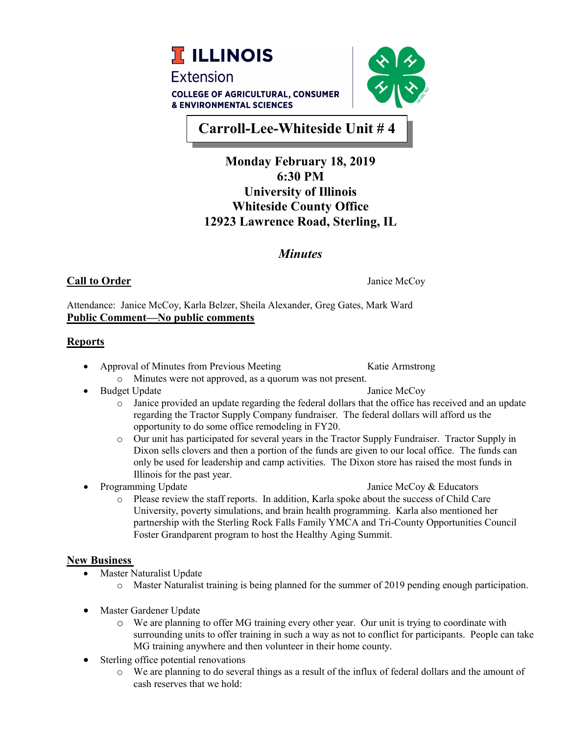ILLINOIS Extension
COLLEGE OF AGRICULTURAL, CONSUMER & ENVIRONMENTAL SCIENCES

# Carroll-Lee-Whiteside Unit # 4

**Monday February 18, 2019**
**6:30 PM**
**University of Illinois**
**Whiteside County Office**
**12923 Lawrence Road, Sterling, IL**

## *Minutes*

**Call to Order** — Janice McCoy

Attendance: Janice McCoy, Karla Belzer, Sheila Alexander, Greg Gates, Mark Ward

**Public Comment—No public comments**

## Reports

- Approval of Minutes from Previous Meeting — Katie Armstrong
  - Minutes were not approved, as a quorum was not present.
- Budget Update — Janice McCoy
  - Janice provided an update regarding the federal dollars that the office has received and an update regarding the Tractor Supply Company fundraiser. The federal dollars will afford us the opportunity to do some office remodeling in FY20.
  - Our unit has participated for several years in the Tractor Supply Fundraiser. Tractor Supply in Dixon sells clovers and then a portion of the funds are given to our local office. The funds can only be used for leadership and camp activities. The Dixon store has raised the most funds in Illinois for the past year.
- Programming Update — Janice McCoy & Educators
  - Please review the staff reports. In addition, Karla spoke about the success of Child Care University, poverty simulations, and brain health programming. Karla also mentioned her partnership with the Sterling Rock Falls Family YMCA and Tri-County Opportunities Council Foster Grandparent program to host the Healthy Aging Summit.

## New Business

- Master Naturalist Update
  - Master Naturalist training is being planned for the summer of 2019 pending enough participation.
- Master Gardener Update
  - We are planning to offer MG training every other year. Our unit is trying to coordinate with surrounding units to offer training in such a way as not to conflict for participants. People can take MG training anywhere and then volunteer in their home county.
- Sterling office potential renovations
  - We are planning to do several things as a result of the influx of federal dollars and the amount of cash reserves that we hold: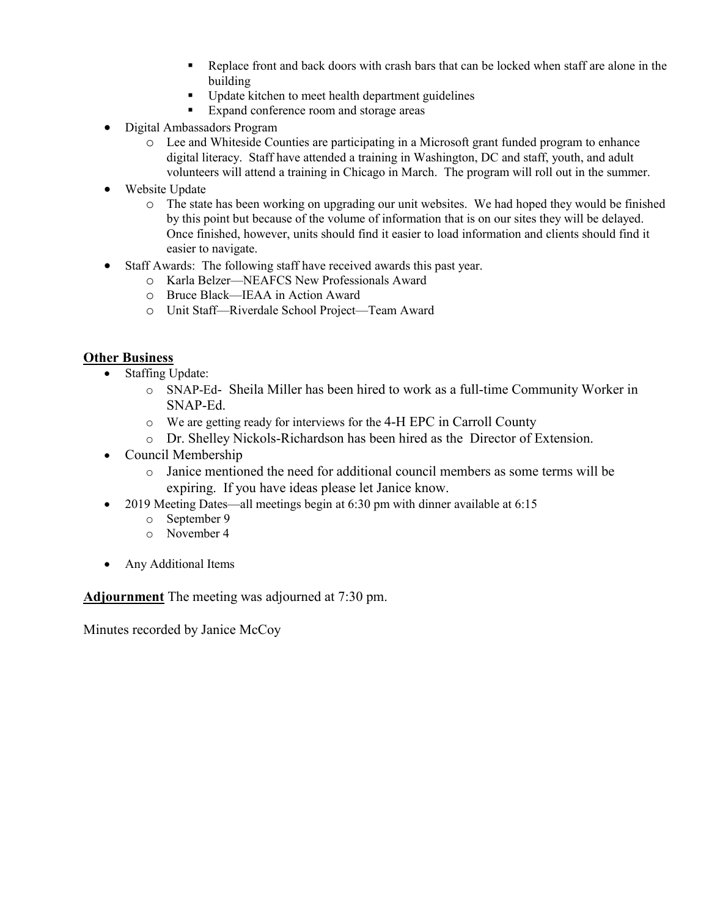- Replace front and back doors with crash bars that can be locked when staff are alone in the building
    - Update kitchen to meet health department guidelines
    - Expand conference room and storage areas
- Digital Ambassadors Program
    - Lee and Whiteside Counties are participating in a Microsoft grant funded program to enhance digital literacy. Staff have attended a training in Washington, DC and staff, youth, and adult volunteers will attend a training in Chicago in March. The program will roll out in the summer.
- Website Update
    - The state has been working on upgrading our unit websites. We had hoped they would be finished by this point but because of the volume of information that is on our sites they will be delayed. Once finished, however, units should find it easier to load information and clients should find it easier to navigate.
- Staff Awards: The following staff have received awards this past year.
    - Karla Belzer—NEAFCS New Professionals Award
    - Bruce Black—IEAA in Action Award
    - Unit Staff—Riverdale School Project—Team Award

**<u>Other Business</u>**

- Staffing Update:
    - SNAP-Ed- Sheila Miller has been hired to work as a full-time Community Worker in SNAP-Ed.
    - We are getting ready for interviews for the 4-H EPC in Carroll County
    - Dr. Shelley Nickols-Richardson has been hired as the Director of Extension.
- Council Membership
    - Janice mentioned the need for additional council members as some terms will be expiring. If you have ideas please let Janice know.
- 2019 Meeting Dates—all meetings begin at 6:30 pm with dinner available at 6:15
    - September 9
    - November 4
- Any Additional Items

**<u>Adjournment</u>** The meeting was adjourned at 7:30 pm.

Minutes recorded by Janice McCoy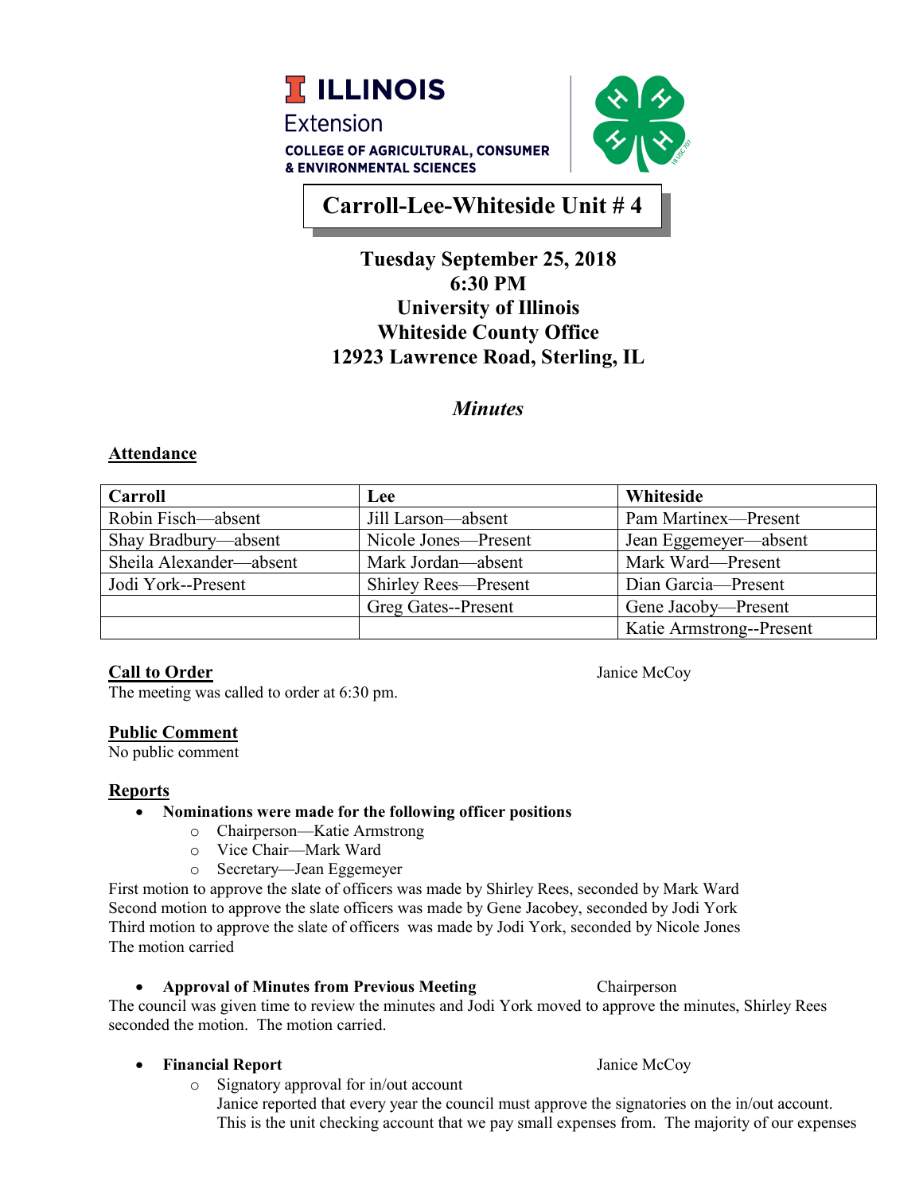ILLINOIS
Extension
COLLEGE OF AGRICULTURAL, CONSUMER & ENVIRONMENTAL SCIENCES

# Carroll-Lee-Whiteside Unit # 4

**Tuesday September 25, 2018**
**6:30 PM**
**University of Illinois**
**Whiteside County Office**
**12923 Lawrence Road, Sterling, IL**

*Minutes*

## Attendance

| Carroll | Lee | Whiteside |
|---|---|---|
| Robin Fisch—absent | Jill Larson—absent | Pam Martinex—Present |
| Shay Bradbury—absent | Nicole Jones—Present | Jean Eggemeyer—absent |
| Sheila Alexander—absent | Mark Jordan—absent | Mark Ward—Present |
| Jodi York--Present | Shirley Rees—Present | Dian Garcia—Present |
| | Greg Gates--Present | Gene Jacoby—Present |
| | | Katie Armstrong--Present |

**Call to Order** Janice McCoy

The meeting was called to order at 6:30 pm.

**Public Comment**

No public comment

**Reports**

- **Nominations were made for the following officer positions**
  - Chairperson—Katie Armstrong
  - Vice Chair—Mark Ward
  - Secretary—Jean Eggemeyer

First motion to approve the slate of officers was made by Shirley Rees, seconded by Mark Ward
Second motion to approve the slate officers was made by Gene Jacobey, seconded by Jodi York
Third motion to approve the slate of officers was made by Jodi York, seconded by Nicole Jones
The motion carried

- **Approval of Minutes from Previous Meeting** Chairperson

The council was given time to review the minutes and Jodi York moved to approve the minutes, Shirley Rees seconded the motion. The motion carried.

- **Financial Report** Janice McCoy
  - Signatory approval for in/out account
    Janice reported that every year the council must approve the signatories on the in/out account. This is the unit checking account that we pay small expenses from. The majority of our expenses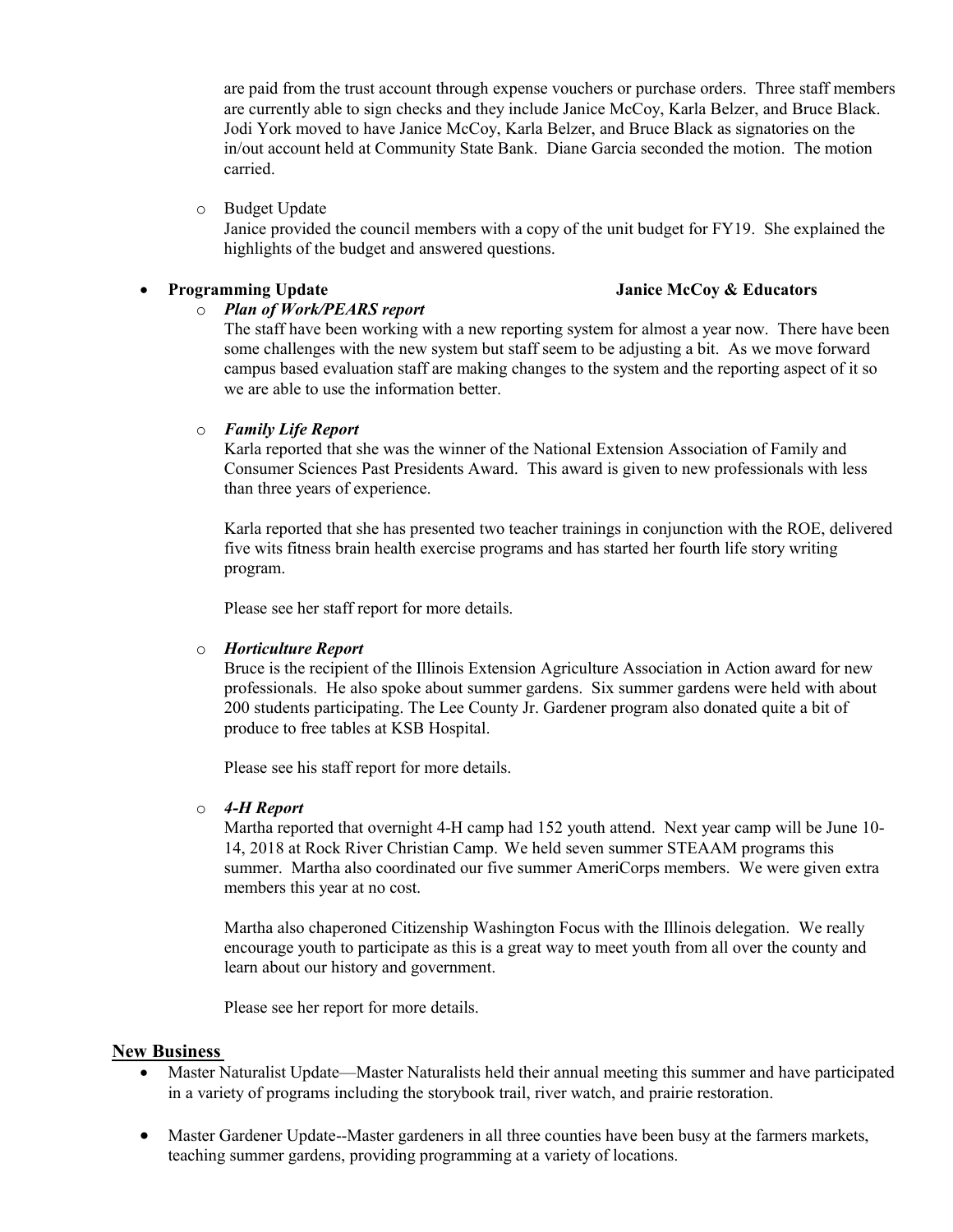are paid from the trust account through expense vouchers or purchase orders. Three staff members are currently able to sign checks and they include Janice McCoy, Karla Belzer, and Bruce Black. Jodi York moved to have Janice McCoy, Karla Belzer, and Bruce Black as signatories on the in/out account held at Community State Bank. Diane Garcia seconded the motion. The motion carried.

- Budget Update
  Janice provided the council members with a copy of the unit budget for FY19. She explained the highlights of the budget and answered questions.

- **Programming Update** **Janice McCoy & Educators**
  - ***Plan of Work/PEARS report***
    The staff have been working with a new reporting system for almost a year now. There have been some challenges with the new system but staff seem to be adjusting a bit. As we move forward campus based evaluation staff are making changes to the system and the reporting aspect of it so we are able to use the information better.

  - ***Family Life Report***
    Karla reported that she was the winner of the National Extension Association of Family and Consumer Sciences Past Presidents Award. This award is given to new professionals with less than three years of experience.

    Karla reported that she has presented two teacher trainings in conjunction with the ROE, delivered five wits fitness brain health exercise programs and has started her fourth life story writing program.

    Please see her staff report for more details.

  - ***Horticulture Report***
    Bruce is the recipient of the Illinois Extension Agriculture Association in Action award for new professionals. He also spoke about summer gardens. Six summer gardens were held with about 200 students participating. The Lee County Jr. Gardener program also donated quite a bit of produce to free tables at KSB Hospital.

    Please see his staff report for more details.

  - ***4-H Report***
    Martha reported that overnight 4-H camp had 152 youth attend. Next year camp will be June 10-14, 2018 at Rock River Christian Camp. We held seven summer STEAAM programs this summer. Martha also coordinated our five summer AmeriCorps members. We were given extra members this year at no cost.

    Martha also chaperoned Citizenship Washington Focus with the Illinois delegation. We really encourage youth to participate as this is a great way to meet youth from all over the county and learn about our history and government.

    Please see her report for more details.

## New Business

- Master Naturalist Update—Master Naturalists held their annual meeting this summer and have participated in a variety of programs including the storybook trail, river watch, and prairie restoration.

- Master Gardener Update--Master gardeners in all three counties have been busy at the farmers markets, teaching summer gardens, providing programming at a variety of locations.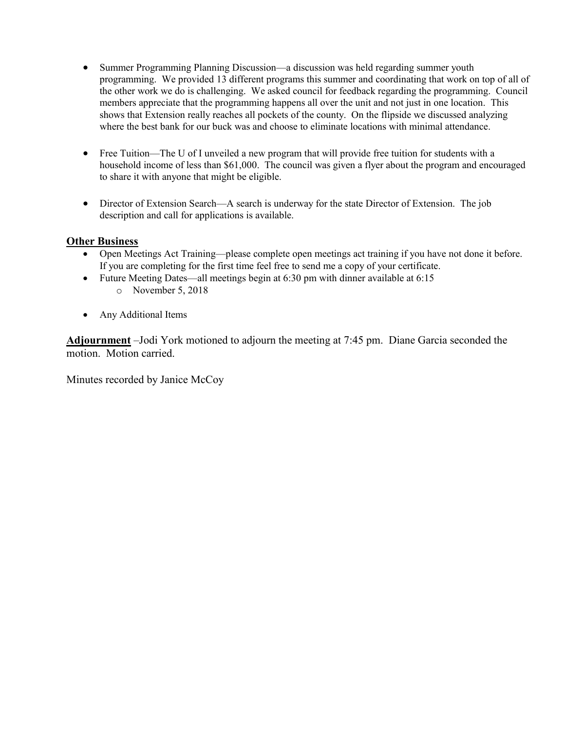- Summer Programming Planning Discussion—a discussion was held regarding summer youth programming. We provided 13 different programs this summer and coordinating that work on top of all of the other work we do is challenging. We asked council for feedback regarding the programming. Council members appreciate that the programming happens all over the unit and not just in one location. This shows that Extension really reaches all pockets of the county. On the flipside we discussed analyzing where the best bank for our buck was and choose to eliminate locations with minimal attendance.

- Free Tuition—The U of I unveiled a new program that will provide free tuition for students with a household income of less than $61,000. The council was given a flyer about the program and encouraged to share it with anyone that might be eligible.

- Director of Extension Search—A search is underway for the state Director of Extension. The job description and call for applications is available.

**Other Business**

- Open Meetings Act Training—please complete open meetings act training if you have not done it before. If you are completing for the first time feel free to send me a copy of your certificate.
- Future Meeting Dates—all meetings begin at 6:30 pm with dinner available at 6:15
  - November 5, 2018

- Any Additional Items

**Adjournment** –Jodi York motioned to adjourn the meeting at 7:45 pm. Diane Garcia seconded the motion. Motion carried.

Minutes recorded by Janice McCoy